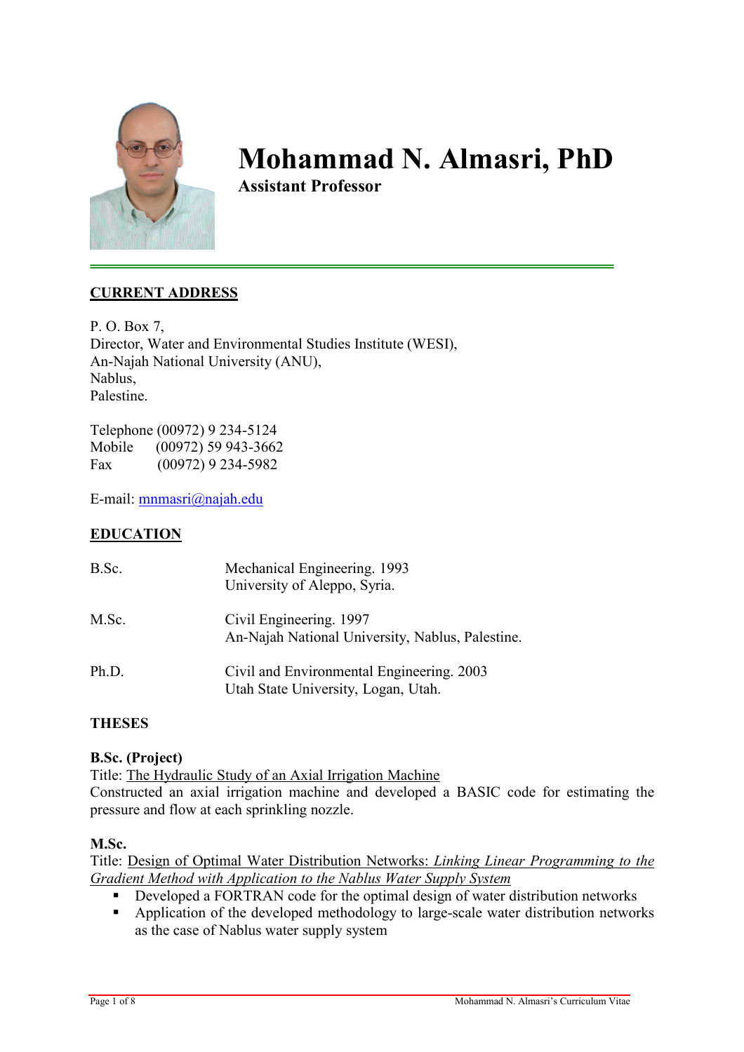# Mohammad N. Almasri, PhD

**Assistant Professor**

## CURRENT ADDRESS

P. O. Box 7,
Director, Water and Environmental Studies Institute (WESI),
An-Najah National University (ANU),
Nablus,
Palestine.

Telephone (00972) 9 234-5124
Mobile (00972) 59 943-3662
Fax (00972) 9 234-5982

E-mail: mnmasri@najah.edu

## EDUCATION

| | |
|---|---|
| B.Sc. | Mechanical Engineering. 1993<br>University of Aleppo, Syria. |
| M.Sc. | Civil Engineering. 1997<br>An-Najah National University, Nablus, Palestine. |
| Ph.D. | Civil and Environmental Engineering. 2003<br>Utah State University, Logan, Utah. |

## THESES

### B.Sc. (Project)

Title: The Hydraulic Study of an Axial Irrigation Machine

Constructed an axial irrigation machine and developed a BASIC code for estimating the pressure and flow at each sprinkling nozzle.

### M.Sc.

Title: Design of Optimal Water Distribution Networks: *Linking Linear Programming to the Gradient Method with Application to the Nablus Water Supply System*

- Developed a FORTRAN code for the optimal design of water distribution networks
- Application of the developed methodology to large-scale water distribution networks as the case of Nablus water supply system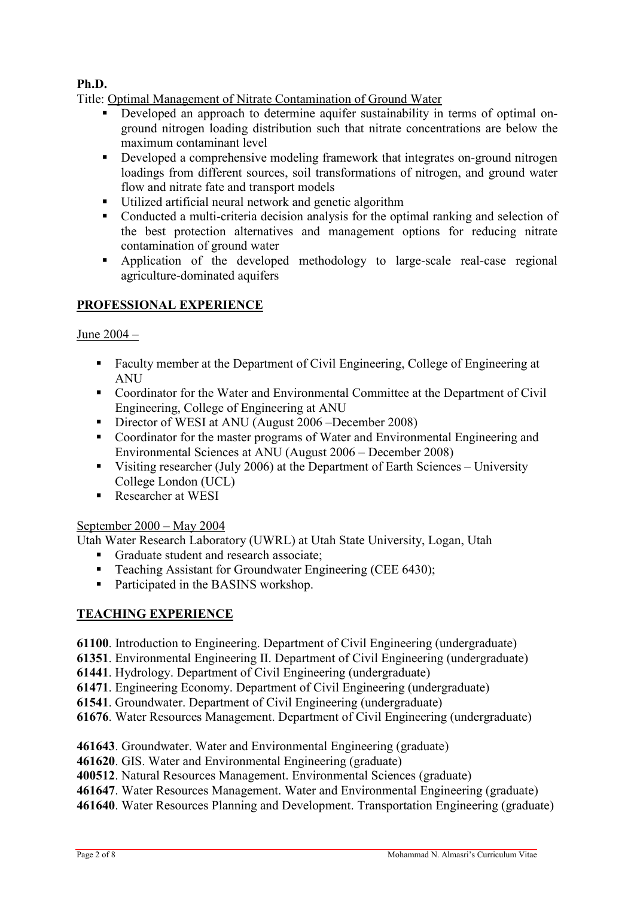**Ph.D.**

Title: Optimal Management of Nitrate Contamination of Ground Water

- Developed an approach to determine aquifer sustainability in terms of optimal on-ground nitrogen loading distribution such that nitrate concentrations are below the maximum contaminant level
- Developed a comprehensive modeling framework that integrates on-ground nitrogen loadings from different sources, soil transformations of nitrogen, and ground water flow and nitrate fate and transport models
- Utilized artificial neural network and genetic algorithm
- Conducted a multi-criteria decision analysis for the optimal ranking and selection of the best protection alternatives and management options for reducing nitrate contamination of ground water
- Application of the developed methodology to large-scale real-case regional agriculture-dominated aquifers

## PROFESSIONAL EXPERIENCE

June 2004 –

- Faculty member at the Department of Civil Engineering, College of Engineering at ANU
- Coordinator for the Water and Environmental Committee at the Department of Civil Engineering, College of Engineering at ANU
- Director of WESI at ANU (August 2006 –December 2008)
- Coordinator for the master programs of Water and Environmental Engineering and Environmental Sciences at ANU (August 2006 – December 2008)
- Visiting researcher (July 2006) at the Department of Earth Sciences – University College London (UCL)
- Researcher at WESI

September 2000 – May 2004

Utah Water Research Laboratory (UWRL) at Utah State University, Logan, Utah

- Graduate student and research associate;
- Teaching Assistant for Groundwater Engineering (CEE 6430);
- Participated in the BASINS workshop.

## TEACHING EXPERIENCE

**61100**. Introduction to Engineering. Department of Civil Engineering (undergraduate)
**61351**. Environmental Engineering II. Department of Civil Engineering (undergraduate)
**61441**. Hydrology. Department of Civil Engineering (undergraduate)
**61471**. Engineering Economy. Department of Civil Engineering (undergraduate)
**61541**. Groundwater. Department of Civil Engineering (undergraduate)
**61676**. Water Resources Management. Department of Civil Engineering (undergraduate)

**461643**. Groundwater. Water and Environmental Engineering (graduate)
**461620**. GIS. Water and Environmental Engineering (graduate)
**400512**. Natural Resources Management. Environmental Sciences (graduate)
**461647**. Water Resources Management. Water and Environmental Engineering (graduate)
**461640**. Water Resources Planning and Development. Transportation Engineering (graduate)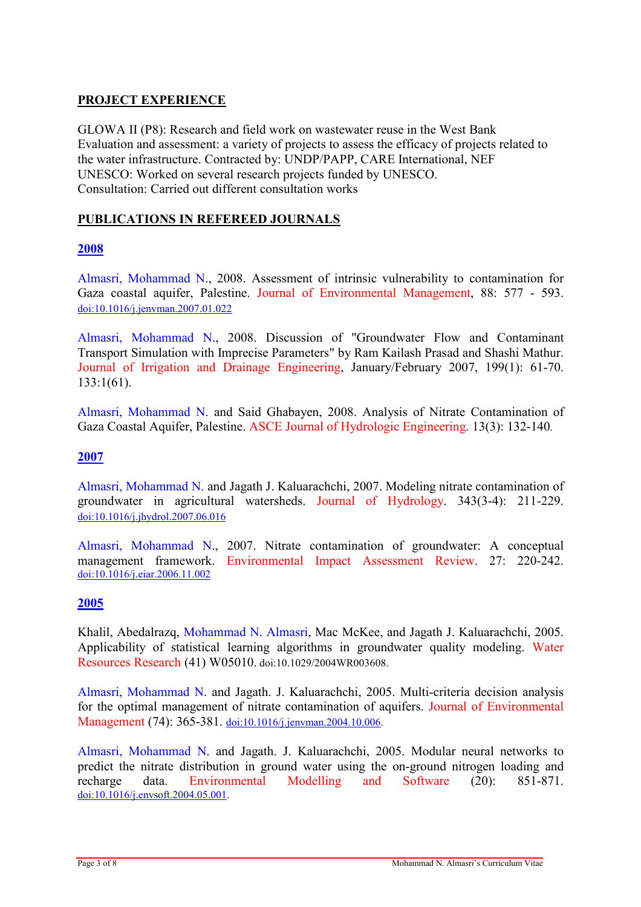## PROJECT EXPERIENCE

GLOWA II (P8): Research and field work on wastewater reuse in the West Bank
Evaluation and assessment: a variety of projects to assess the efficacy of projects related to the water infrastructure. Contracted by: UNDP/PAPP, CARE International, NEF
UNESCO: Worked on several research projects funded by UNESCO.
Consultation: Carried out different consultation works

## PUBLICATIONS IN REFEREED JOURNALS

### 2008

Almasri, Mohammad N., 2008. Assessment of intrinsic vulnerability to contamination for Gaza coastal aquifer, Palestine. Journal of Environmental Management, 88: 577 - 593. doi:10.1016/j.jenvman.2007.01.022

Almasri, Mohammad N., 2008. Discussion of "Groundwater Flow and Contaminant Transport Simulation with Imprecise Parameters" by Ram Kailash Prasad and Shashi Mathur. Journal of Irrigation and Drainage Engineering, January/February 2007, 199(1): 61-70. 133:1(61).

Almasri, Mohammad N. and Said Ghabayen, 2008. Analysis of Nitrate Contamination of Gaza Coastal Aquifer, Palestine. ASCE Journal of Hydrologic Engineering. 13(3): 132-140.

### 2007

Almasri, Mohammad N. and Jagath J. Kaluarachchi, 2007. Modeling nitrate contamination of groundwater in agricultural watersheds. Journal of Hydrology. 343(3-4): 211-229. doi:10.1016/j.jhydrol.2007.06.016

Almasri, Mohammad N., 2007. Nitrate contamination of groundwater: A conceptual management framework. Environmental Impact Assessment Review. 27: 220-242. doi:10.1016/j.eiar.2006.11.002

### 2005

Khalil, Abedalrazq, Mohammad N. Almasri, Mac McKee, and Jagath J. Kaluarachchi, 2005. Applicability of statistical learning algorithms in groundwater quality modeling. Water Resources Research (41) W05010. doi:10.1029/2004WR003608.

Almasri, Mohammad N. and Jagath. J. Kaluarachchi, 2005. Multi-criteria decision analysis for the optimal management of nitrate contamination of aquifers. Journal of Environmental Management (74): 365-381. doi:10.1016/j.jenvman.2004.10.006.

Almasri, Mohammad N. and Jagath. J. Kaluarachchi, 2005. Modular neural networks to predict the nitrate distribution in ground water using the on-ground nitrogen loading and recharge data. Environmental Modelling and Software (20): 851-871. doi:10.1016/j.envsoft.2004.05.001.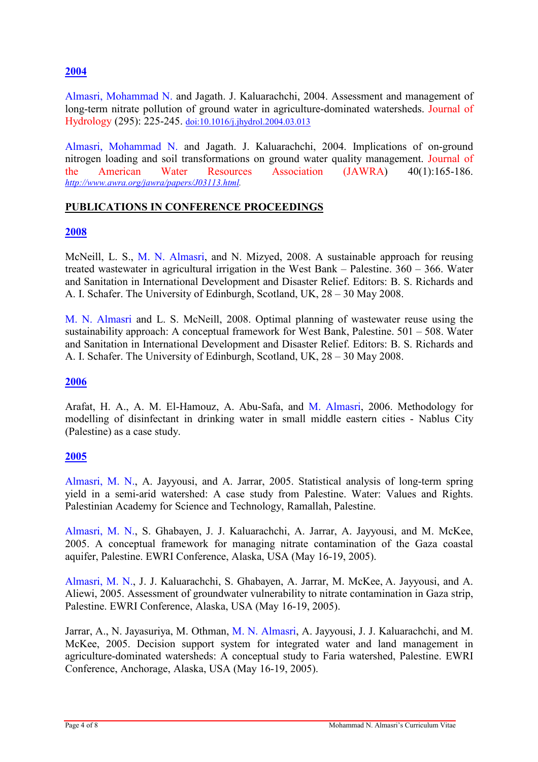## 2004

Almasri, Mohammad N. and Jagath. J. Kaluarachchi, 2004. Assessment and management of long-term nitrate pollution of ground water in agriculture-dominated watersheds. Journal of Hydrology (295): 225-245. doi:10.1016/j.jhydrol.2004.03.013

Almasri, Mohammad N. and Jagath. J. Kaluarachchi, 2004. Implications of on-ground nitrogen loading and soil transformations on ground water quality management. Journal of the American Water Resources Association (JAWRA) 40(1):165-186. *http://www.awra.org/jawra/papers/J03113.html*.

## PUBLICATIONS IN CONFERENCE PROCEEDINGS

## 2008

McNeill, L. S., M. N. Almasri, and N. Mizyed, 2008. A sustainable approach for reusing treated wastewater in agricultural irrigation in the West Bank – Palestine. 360 – 366. Water and Sanitation in International Development and Disaster Relief. Editors: B. S. Richards and A. I. Schafer. The University of Edinburgh, Scotland, UK, 28 – 30 May 2008.

M. N. Almasri and L. S. McNeill, 2008. Optimal planning of wastewater reuse using the sustainability approach: A conceptual framework for West Bank, Palestine. 501 – 508. Water and Sanitation in International Development and Disaster Relief. Editors: B. S. Richards and A. I. Schafer. The University of Edinburgh, Scotland, UK, 28 – 30 May 2008.

## 2006

Arafat, H. A., A. M. El-Hamouz, A. Abu-Safa, and M. Almasri, 2006. Methodology for modelling of disinfectant in drinking water in small middle eastern cities - Nablus City (Palestine) as a case study.

## 2005

Almasri, M. N., A. Jayyousi, and A. Jarrar, 2005. Statistical analysis of long-term spring yield in a semi-arid watershed: A case study from Palestine. Water: Values and Rights. Palestinian Academy for Science and Technology, Ramallah, Palestine.

Almasri, M. N., S. Ghabayen, J. J. Kaluarachchi, A. Jarrar, A. Jayyousi, and M. McKee, 2005. A conceptual framework for managing nitrate contamination of the Gaza coastal aquifer, Palestine. EWRI Conference, Alaska, USA (May 16-19, 2005).

Almasri, M. N., J. J. Kaluarachchi, S. Ghabayen, A. Jarrar, M. McKee, A. Jayyousi, and A. Aliewi, 2005. Assessment of groundwater vulnerability to nitrate contamination in Gaza strip, Palestine. EWRI Conference, Alaska, USA (May 16-19, 2005).

Jarrar, A., N. Jayasuriya, M. Othman, M. N. Almasri, A. Jayyousi, J. J. Kaluarachchi, and M. McKee, 2005. Decision support system for integrated water and land management in agriculture-dominated watersheds: A conceptual study to Faria watershed, Palestine. EWRI Conference, Anchorage, Alaska, USA (May 16-19, 2005).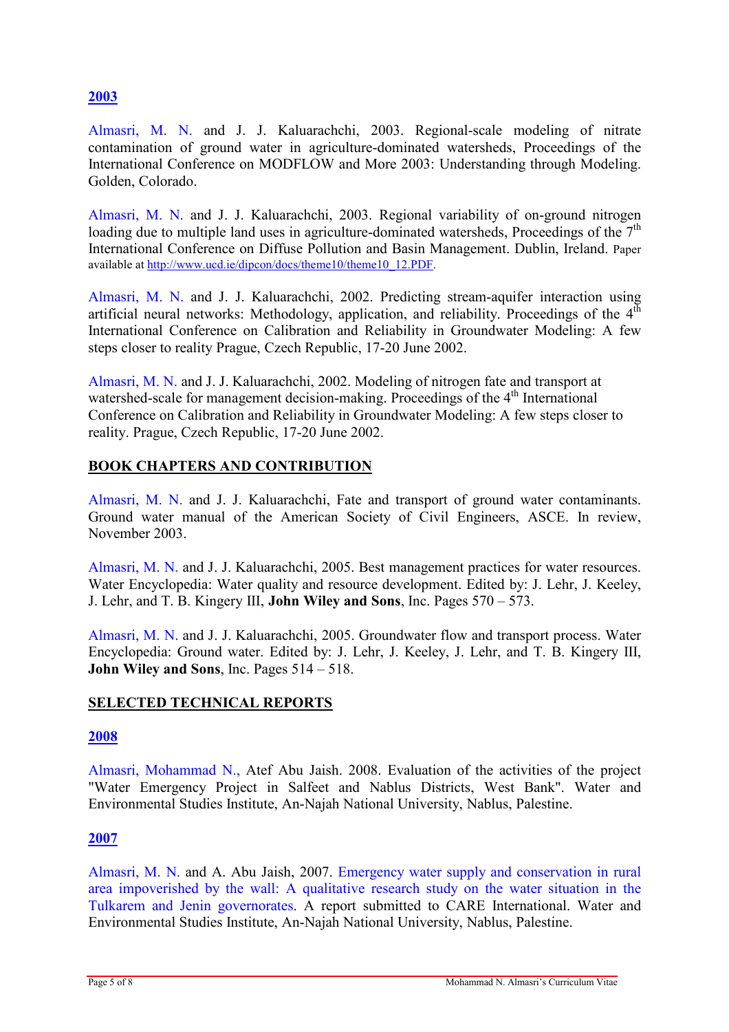## 2003

Almasri, M. N. and J. J. Kaluarachchi, 2003. Regional-scale modeling of nitrate contamination of ground water in agriculture-dominated watersheds, Proceedings of the International Conference on MODFLOW and More 2003: Understanding through Modeling. Golden, Colorado.

Almasri, M. N. and J. J. Kaluarachchi, 2003. Regional variability of on-ground nitrogen loading due to multiple land uses in agriculture-dominated watersheds, Proceedings of the 7th International Conference on Diffuse Pollution and Basin Management. Dublin, Ireland. Paper available at http://www.ucd.ie/dipcon/docs/theme10/theme10_12.PDF.

Almasri, M. N. and J. J. Kaluarachchi, 2002. Predicting stream-aquifer interaction using artificial neural networks: Methodology, application, and reliability. Proceedings of the 4th International Conference on Calibration and Reliability in Groundwater Modeling: A few steps closer to reality Prague, Czech Republic, 17-20 June 2002.

Almasri, M. N. and J. J. Kaluarachchi, 2002. Modeling of nitrogen fate and transport at watershed-scale for management decision-making. Proceedings of the 4th International Conference on Calibration and Reliability in Groundwater Modeling: A few steps closer to reality. Prague, Czech Republic, 17-20 June 2002.

## BOOK CHAPTERS AND CONTRIBUTION

Almasri, M. N. and J. J. Kaluarachchi, Fate and transport of ground water contaminants. Ground water manual of the American Society of Civil Engineers, ASCE. In review, November 2003.

Almasri, M. N. and J. J. Kaluarachchi, 2005. Best management practices for water resources. Water Encyclopedia: Water quality and resource development. Edited by: J. Lehr, J. Keeley, J. Lehr, and T. B. Kingery III, **John Wiley and Sons**, Inc. Pages 570 – 573.

Almasri, M. N. and J. J. Kaluarachchi, 2005. Groundwater flow and transport process. Water Encyclopedia: Ground water. Edited by: J. Lehr, J. Keeley, J. Lehr, and T. B. Kingery III, **John Wiley and Sons**, Inc. Pages 514 – 518.

## SELECTED TECHNICAL REPORTS

## 2008

Almasri, Mohammad N., Atef Abu Jaish. 2008. Evaluation of the activities of the project "Water Emergency Project in Salfeet and Nablus Districts, West Bank". Water and Environmental Studies Institute, An-Najah National University, Nablus, Palestine.

## 2007

Almasri, M. N. and A. Abu Jaish, 2007. Emergency water supply and conservation in rural area impoverished by the wall: A qualitative research study on the water situation in the Tulkarem and Jenin governorates. A report submitted to CARE International. Water and Environmental Studies Institute, An-Najah National University, Nablus, Palestine.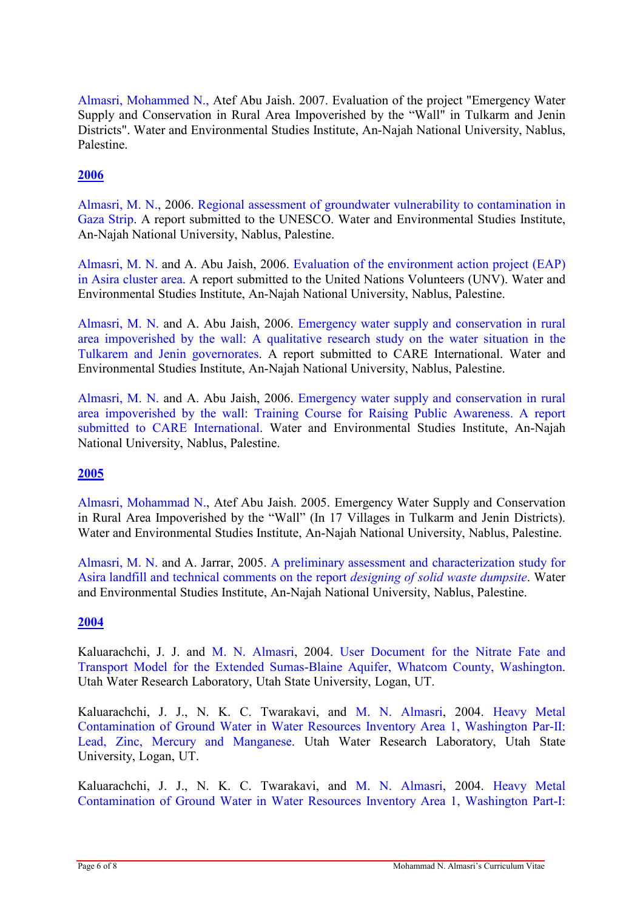Almasri, Mohammed N., Atef Abu Jaish. 2007. Evaluation of the project "Emergency Water Supply and Conservation in Rural Area Impoverished by the "Wall" in Tulkarm and Jenin Districts". Water and Environmental Studies Institute, An-Najah National University, Nablus, Palestine.

**2006**

Almasri, M. N., 2006. Regional assessment of groundwater vulnerability to contamination in Gaza Strip. A report submitted to the UNESCO. Water and Environmental Studies Institute, An-Najah National University, Nablus, Palestine.

Almasri, M. N. and A. Abu Jaish, 2006. Evaluation of the environment action project (EAP) in Asira cluster area. A report submitted to the United Nations Volunteers (UNV). Water and Environmental Studies Institute, An-Najah National University, Nablus, Palestine.

Almasri, M. N. and A. Abu Jaish, 2006. Emergency water supply and conservation in rural area impoverished by the wall: A qualitative research study on the water situation in the Tulkarem and Jenin governorates. A report submitted to CARE International. Water and Environmental Studies Institute, An-Najah National University, Nablus, Palestine.

Almasri, M. N. and A. Abu Jaish, 2006. Emergency water supply and conservation in rural area impoverished by the wall: Training Course for Raising Public Awareness. A report submitted to CARE International. Water and Environmental Studies Institute, An-Najah National University, Nablus, Palestine.

**2005**

Almasri, Mohammad N., Atef Abu Jaish. 2005. Emergency Water Supply and Conservation in Rural Area Impoverished by the "Wall" (In 17 Villages in Tulkarm and Jenin Districts). Water and Environmental Studies Institute, An-Najah National University, Nablus, Palestine.

Almasri, M. N. and A. Jarrar, 2005. A preliminary assessment and characterization study for Asira landfill and technical comments on the report *designing of solid waste dumpsite*. Water and Environmental Studies Institute, An-Najah National University, Nablus, Palestine.

**2004**

Kaluarachchi, J. J. and M. N. Almasri, 2004. User Document for the Nitrate Fate and Transport Model for the Extended Sumas-Blaine Aquifer, Whatcom County, Washington. Utah Water Research Laboratory, Utah State University, Logan, UT.

Kaluarachchi, J. J., N. K. C. Twarakavi, and M. N. Almasri, 2004. Heavy Metal Contamination of Ground Water in Water Resources Inventory Area 1, Washington Par-II: Lead, Zinc, Mercury and Manganese. Utah Water Research Laboratory, Utah State University, Logan, UT.

Kaluarachchi, J. J., N. K. C. Twarakavi, and M. N. Almasri, 2004. Heavy Metal Contamination of Ground Water in Water Resources Inventory Area 1, Washington Part-I: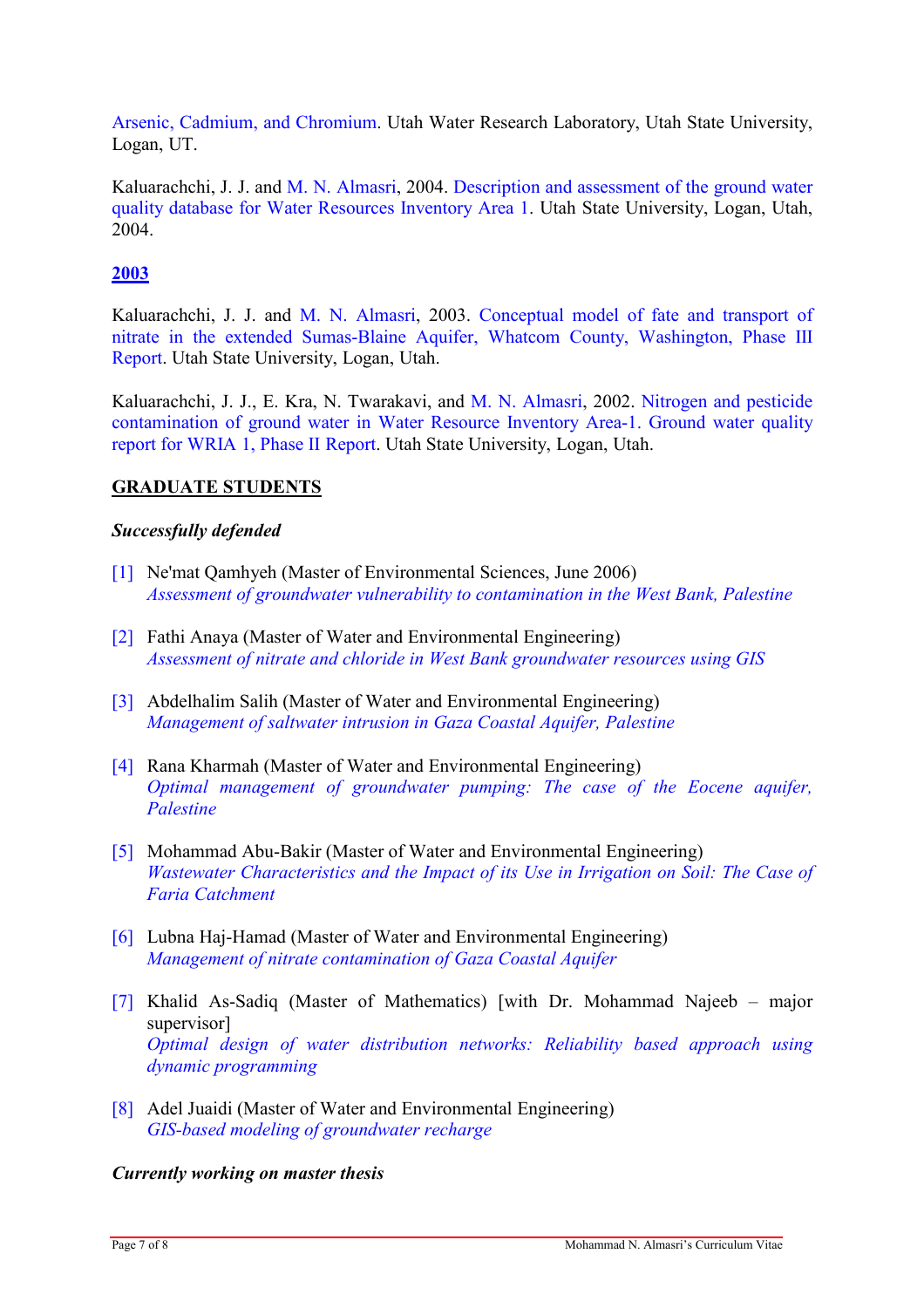Arsenic, Cadmium, and Chromium. Utah Water Research Laboratory, Utah State University, Logan, UT.

Kaluarachchi, J. J. and M. N. Almasri, 2004. Description and assessment of the ground water quality database for Water Resources Inventory Area 1. Utah State University, Logan, Utah, 2004.

## 2003

Kaluarachchi, J. J. and M. N. Almasri, 2003. Conceptual model of fate and transport of nitrate in the extended Sumas-Blaine Aquifer, Whatcom County, Washington, Phase III Report. Utah State University, Logan, Utah.

Kaluarachchi, J. J., E. Kra, N. Twarakavi, and M. N. Almasri, 2002. Nitrogen and pesticide contamination of ground water in Water Resource Inventory Area-1. Ground water quality report for WRIA 1, Phase II Report. Utah State University, Logan, Utah.

## GRADUATE STUDENTS

### *Successfully defended*

[1] Ne'mat Qamhyeh (Master of Environmental Sciences, June 2006)
*Assessment of groundwater vulnerability to contamination in the West Bank, Palestine*

[2] Fathi Anaya (Master of Water and Environmental Engineering)
*Assessment of nitrate and chloride in West Bank groundwater resources using GIS*

[3] Abdelhalim Salih (Master of Water and Environmental Engineering)
*Management of saltwater intrusion in Gaza Coastal Aquifer, Palestine*

[4] Rana Kharmah (Master of Water and Environmental Engineering)
*Optimal management of groundwater pumping: The case of the Eocene aquifer, Palestine*

[5] Mohammad Abu-Bakir (Master of Water and Environmental Engineering)
*Wastewater Characteristics and the Impact of its Use in Irrigation on Soil: The Case of Faria Catchment*

[6] Lubna Haj-Hamad (Master of Water and Environmental Engineering)
*Management of nitrate contamination of Gaza Coastal Aquifer*

[7] Khalid As-Sadiq (Master of Mathematics) [with Dr. Mohammad Najeeb – major supervisor]
*Optimal design of water distribution networks: Reliability based approach using dynamic programming*

[8] Adel Juaidi (Master of Water and Environmental Engineering)
*GIS-based modeling of groundwater recharge*

### *Currently working on master thesis*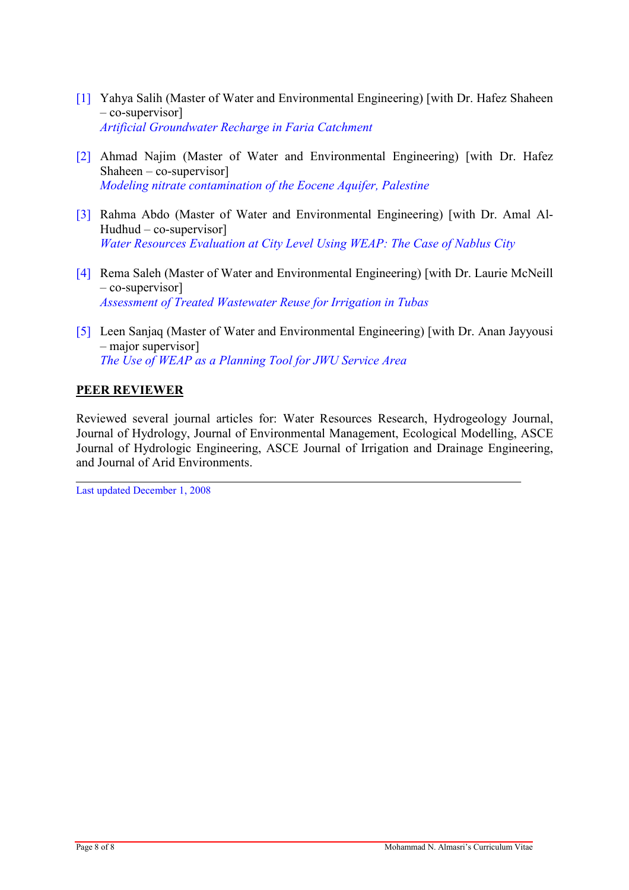[1] Yahya Salih (Master of Water and Environmental Engineering) [with Dr. Hafez Shaheen – co-supervisor]
*Artificial Groundwater Recharge in Faria Catchment*

[2] Ahmad Najim (Master of Water and Environmental Engineering) [with Dr. Hafez Shaheen – co-supervisor]
*Modeling nitrate contamination of the Eocene Aquifer, Palestine*

[3] Rahma Abdo (Master of Water and Environmental Engineering) [with Dr. Amal Al-Hudhud – co-supervisor]
*Water Resources Evaluation at City Level Using WEAP: The Case of Nablus City*

[4] Rema Saleh (Master of Water and Environmental Engineering) [with Dr. Laurie McNeill – co-supervisor]
*Assessment of Treated Wastewater Reuse for Irrigation in Tubas*

[5] Leen Sanjaq (Master of Water and Environmental Engineering) [with Dr. Anan Jayyousi – major supervisor]
*The Use of WEAP as a Planning Tool for JWU Service Area*

## PEER REVIEWER

Reviewed several journal articles for: Water Resources Research, Hydrogeology Journal, Journal of Hydrology, Journal of Environmental Management, Ecological Modelling, ASCE Journal of Hydrologic Engineering, ASCE Journal of Irrigation and Drainage Engineering, and Journal of Arid Environments.

---

Last updated December 1, 2008